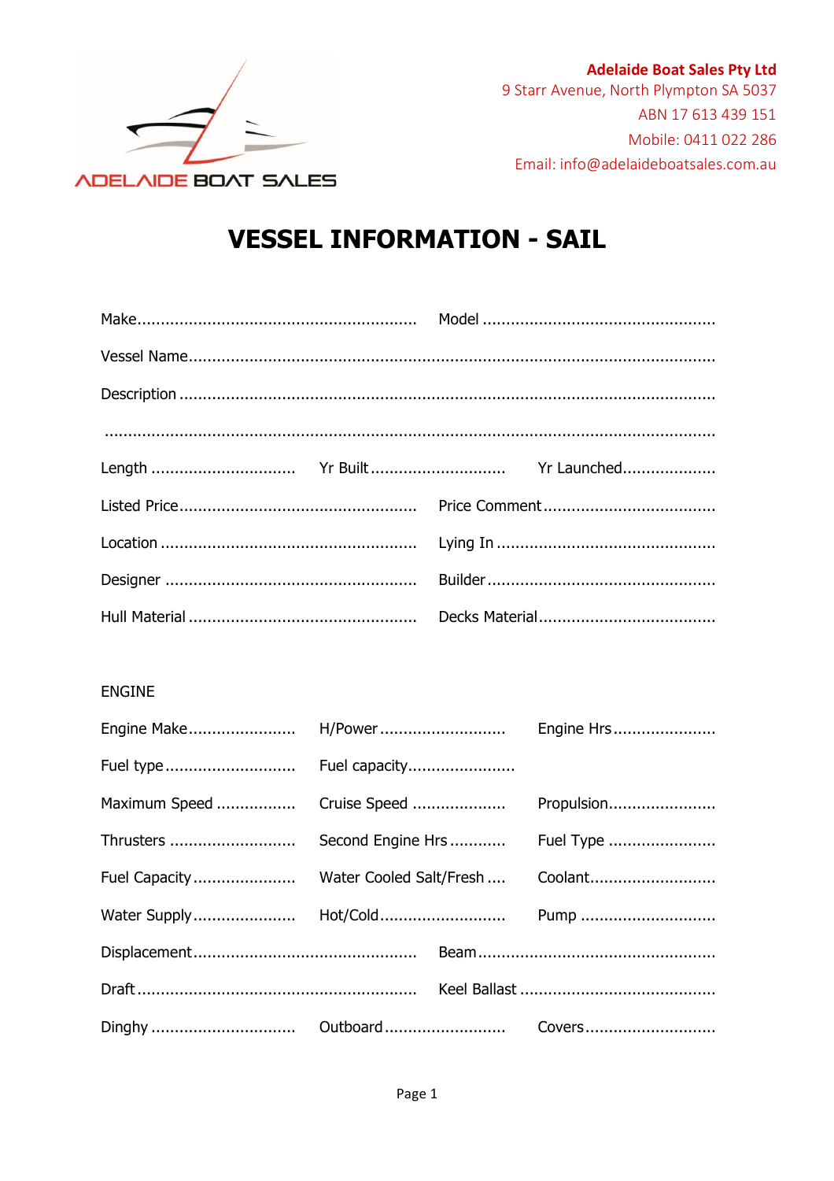**Adelaide Boat Sales Pty Ltd**
9 Starr Avenue, North Plympton SA 5037
ABN 17 613 439 151
Mobile: 0411 022 286
Email: info@adelaideboatsales.com.au

# VESSEL INFORMATION - SAIL

Make.......................................................... Model ................................................

Vessel Name...............................................................................................................

Description .................................................................................................................

.................................................................................................................................

Length ............................... Yr Built ............................ Yr Launched...................

Listed Price.................................................. Price Comment....................................

Location ..................................................... Lying In .............................................

Designer .................................................... Builder ................................................

Hull Material ............................................... Decks Material.....................................

ENGINE

Engine Make...................... H/Power .......................... Engine Hrs.....................

Fuel type........................... Fuel capacity......................

Maximum Speed ................ Cruise Speed ................... Propulsion......................

Thrusters .......................... Second Engine Hrs ........... Fuel Type ......................

Fuel Capacity..................... Water Cooled Salt/Fresh .... Coolant..........................

Water Supply..................... Hot/Cold.......................... Pump ............................

Displacement............................................... Beam..................................................

Draft........................................................... Keel Ballast ..........................................

Dinghy .............................. Outboard......................... Covers...........................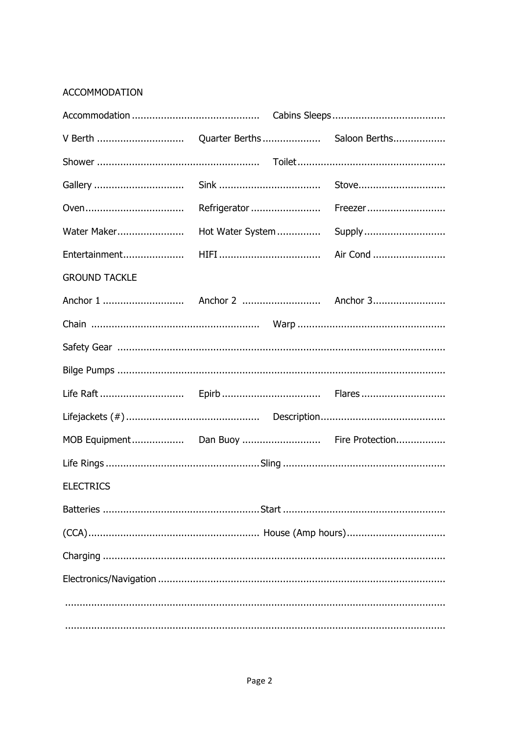## ACCOMMODATION

Accommodation ........................................... Cabins Sleeps.......................................

V Berth ............................. Quarter Berths .................... Saloon Berths..................

Shower ...................................................... Toilet..................................................

Gallery .............................. Sink .................................. Stove..............................

Oven.................................. Refrigerator ........................ Freezer...........................

Water Maker....................... Hot Water System ............... Supply............................

Entertainment..................... HIFI .................................. Air Cond .........................

## GROUND TACKLE

Anchor 1 ........................... Anchor 2 .......................... Anchor 3.........................

Chain ........................................................ Warp ..................................................

Safety Gear ...............................................................................................................

Bilge Pumps ...............................................................................................................

Life Raft ............................ Epirb ................................. Flares .............................

Lifejackets (#) ............................................. Description...........................................

MOB Equipment.................. Dan Buoy .......................... Fire Protection.................

Life Rings ....................................................Sling .......................................................

## ELECTRICS

Batteries .....................................................Start .......................................................

(CCA).......................................................... House (Amp hours).................................

Charging ....................................................................................................................

Electronics/Navigation ..................................................................................................

..................................................................................................................................

..................................................................................................................................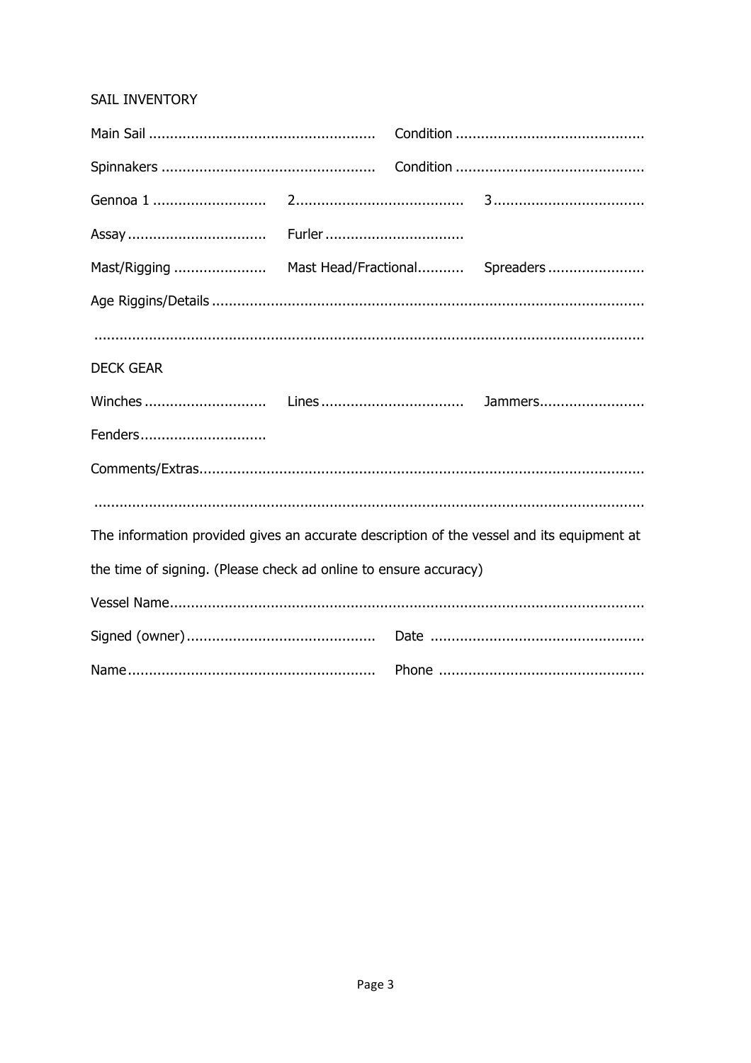SAIL INVENTORY

Main Sail ..................................................... Condition ............................................

Spinnakers .................................................. Condition ............................................

Gennoa 1 ........................... 2....................................... 3...................................

Assay ................................ Furler ................................

Mast/Rigging ...................... Mast Head/Fractional........... Spreaders .......................

Age Riggins/Details .........................................................................................................

.......................................................................................................................................

DECK GEAR

Winches ............................ Lines ................................. Jammers.........................

Fenders.............................

Comments/Extras.............................................................................................................

.......................................................................................................................................

The information provided gives an accurate description of the vessel and its equipment at the time of signing. (Please check ad online to ensure accuracy)

Vessel Name.....................................................................................................................

Signed (owner)............................................ Date ..................................................

Name.......................................................... Phone ................................................